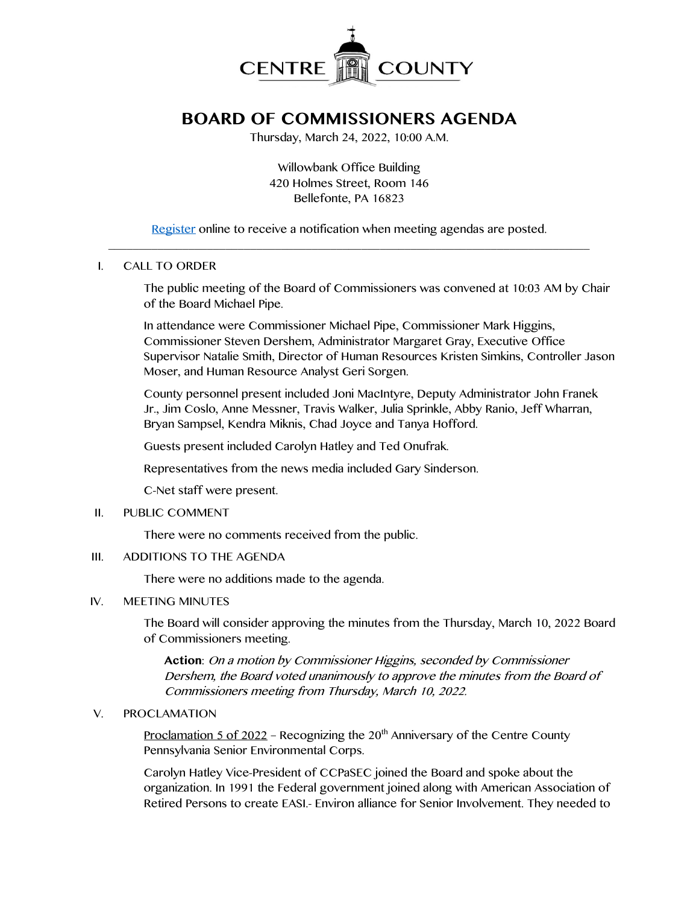CENTRE COUNTY

# BOARD OF COMMISSIONERS AGENDA

Thursday, March 24, 2022, 10:00 A.M.

Willowbank Office Building
420 Holmes Street, Room 146
Bellefonte, PA 16823

[Register] online to receive a notification when meeting agendas are posted.

---

## I. CALL TO ORDER

The public meeting of the Board of Commissioners was convened at 10:03 AM by Chair of the Board Michael Pipe.

In attendance were Commissioner Michael Pipe, Commissioner Mark Higgins, Commissioner Steven Dershem, Administrator Margaret Gray, Executive Office Supervisor Natalie Smith, Director of Human Resources Kristen Simkins, Controller Jason Moser, and Human Resource Analyst Geri Sorgen.

County personnel present included Joni MacIntyre, Deputy Administrator John Franek Jr., Jim Coslo, Anne Messner, Travis Walker, Julia Sprinkle, Abby Ranio, Jeff Wharran, Bryan Sampsel, Kendra Miknis, Chad Joyce and Tanya Hofford.

Guests present included Carolyn Hatley and Ted Onufrak.

Representatives from the news media included Gary Sinderson.

C-Net staff were present.

## II. PUBLIC COMMENT

There were no comments received from the public.

## III. ADDITIONS TO THE AGENDA

There were no additions made to the agenda.

## IV. MEETING MINUTES

The Board will consider approving the minutes from the Thursday, March 10, 2022 Board of Commissioners meeting.

> **Action**: *On a motion by Commissioner Higgins, seconded by Commissioner Dershem, the Board voted unanimously to approve the minutes from the Board of Commissioners meeting from Thursday, March 10, 2022.*

## V. PROCLAMATION

Proclamation 5 of 2022 – Recognizing the 20th Anniversary of the Centre County Pennsylvania Senior Environmental Corps.

Carolyn Hatley Vice-President of CCPaSEC joined the Board and spoke about the organization. In 1991 the Federal government joined along with American Association of Retired Persons to create EASI.- Environ alliance for Senior Involvement. They needed to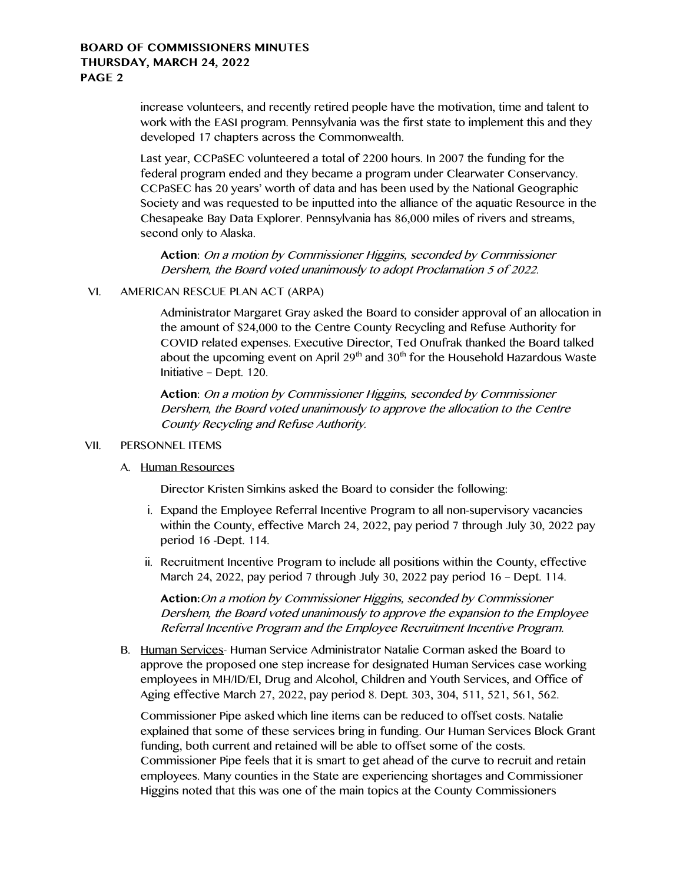increase volunteers, and recently retired people have the motivation, time and talent to work with the EASI program. Pennsylvania was the first state to implement this and they developed 17 chapters across the Commonwealth.

Last year, CCPaSEC volunteered a total of 2200 hours. In 2007 the funding for the federal program ended and they became a program under Clearwater Conservancy. CCPaSEC has 20 years' worth of data and has been used by the National Geographic Society and was requested to be inputted into the alliance of the aquatic Resource in the Chesapeake Bay Data Explorer. Pennsylvania has 86,000 miles of rivers and streams, second only to Alaska.

**Action**: *On a motion by Commissioner Higgins, seconded by Commissioner Dershem, the Board voted unanimously to adopt Proclamation 5 of 2022.*

VI. AMERICAN RESCUE PLAN ACT (ARPA)

Administrator Margaret Gray asked the Board to consider approval of an allocation in the amount of $24,000 to the Centre County Recycling and Refuse Authority for COVID related expenses. Executive Director, Ted Onufrak thanked the Board talked about the upcoming event on April 29th and 30th for the Household Hazardous Waste Initiative – Dept. 120.

**Action**: *On a motion by Commissioner Higgins, seconded by Commissioner Dershem, the Board voted unanimously to approve the allocation to the Centre County Recycling and Refuse Authority.*

VII. PERSONNEL ITEMS

A. Human Resources

Director Kristen Simkins asked the Board to consider the following:

i. Expand the Employee Referral Incentive Program to all non-supervisory vacancies within the County, effective March 24, 2022, pay period 7 through July 30, 2022 pay period 16 -Dept. 114.

ii. Recruitment Incentive Program to include all positions within the County, effective March 24, 2022, pay period 7 through July 30, 2022 pay period 16 – Dept. 114.

**Action:** *On a motion by Commissioner Higgins, seconded by Commissioner Dershem, the Board voted unanimously to approve the expansion to the Employee Referral Incentive Program and the Employee Recruitment Incentive Program.*

B. Human Services- Human Service Administrator Natalie Corman asked the Board to approve the proposed one step increase for designated Human Services case working employees in MH/ID/EI, Drug and Alcohol, Children and Youth Services, and Office of Aging effective March 27, 2022, pay period 8. Dept. 303, 304, 511, 521, 561, 562.

Commissioner Pipe asked which line items can be reduced to offset costs. Natalie explained that some of these services bring in funding. Our Human Services Block Grant funding, both current and retained will be able to offset some of the costs. Commissioner Pipe feels that it is smart to get ahead of the curve to recruit and retain employees. Many counties in the State are experiencing shortages and Commissioner Higgins noted that this was one of the main topics at the County Commissioners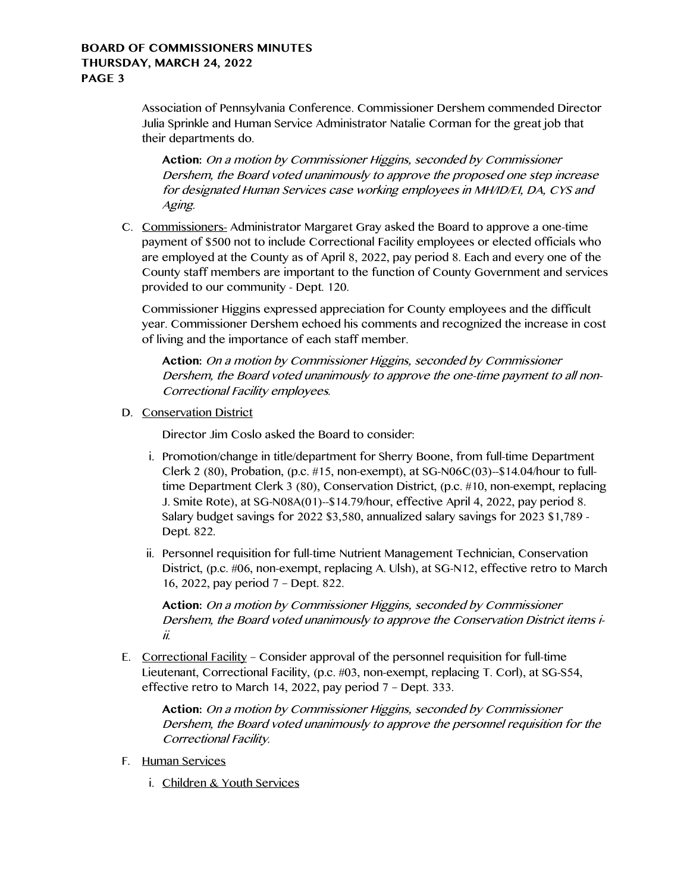Association of Pennsylvania Conference. Commissioner Dershem commended Director Julia Sprinkle and Human Service Administrator Natalie Corman for the great job that their departments do.

> **Action:** *On a motion by Commissioner Higgins, seconded by Commissioner Dershem, the Board voted unanimously to approve the proposed one step increase for designated Human Services case working employees in MH/ID/EI, DA, CYS and Aging.*

C. <u>Commissioners-</u> Administrator Margaret Gray asked the Board to approve a one-time payment of $500 not to include Correctional Facility employees or elected officials who are employed at the County as of April 8, 2022, pay period 8. Each and every one of the County staff members are important to the function of County Government and services provided to our community - Dept. 120.

Commissioner Higgins expressed appreciation for County employees and the difficult year. Commissioner Dershem echoed his comments and recognized the increase in cost of living and the importance of each staff member.

> **Action:** *On a motion by Commissioner Higgins, seconded by Commissioner Dershem, the Board voted unanimously to approve the one-time payment to all non-Correctional Facility employees.*

D. <u>Conservation District</u>

Director Jim Coslo asked the Board to consider:

i. Promotion/change in title/department for Sherry Boone, from full-time Department Clerk 2 (80), Probation, (p.c. #15, non-exempt), at SG-N06C(03)--$14.04/hour to full-time Department Clerk 3 (80), Conservation District, (p.c. #10, non-exempt, replacing J. Smite Rote), at SG-N08A(01)--$14.79/hour, effective April 4, 2022, pay period 8. Salary budget savings for 2022 $3,580, annualized salary savings for 2023 $1,789 - Dept. 822.

ii. Personnel requisition for full-time Nutrient Management Technician, Conservation District, (p.c. #06, non-exempt, replacing A. Ulsh), at SG-N12, effective retro to March 16, 2022, pay period 7 – Dept. 822.

> **Action:** *On a motion by Commissioner Higgins, seconded by Commissioner Dershem, the Board voted unanimously to approve the Conservation District items i-ii.*

E. <u>Correctional Facility</u> – Consider approval of the personnel requisition for full-time Lieutenant, Correctional Facility, (p.c. #03, non-exempt, replacing T. Corl), at SG-S54, effective retro to March 14, 2022, pay period 7 – Dept. 333.

> **Action:** *On a motion by Commissioner Higgins, seconded by Commissioner Dershem, the Board voted unanimously to approve the personnel requisition for the Correctional Facility.*

F. <u>Human Services</u>

i. <u>Children & Youth Services</u>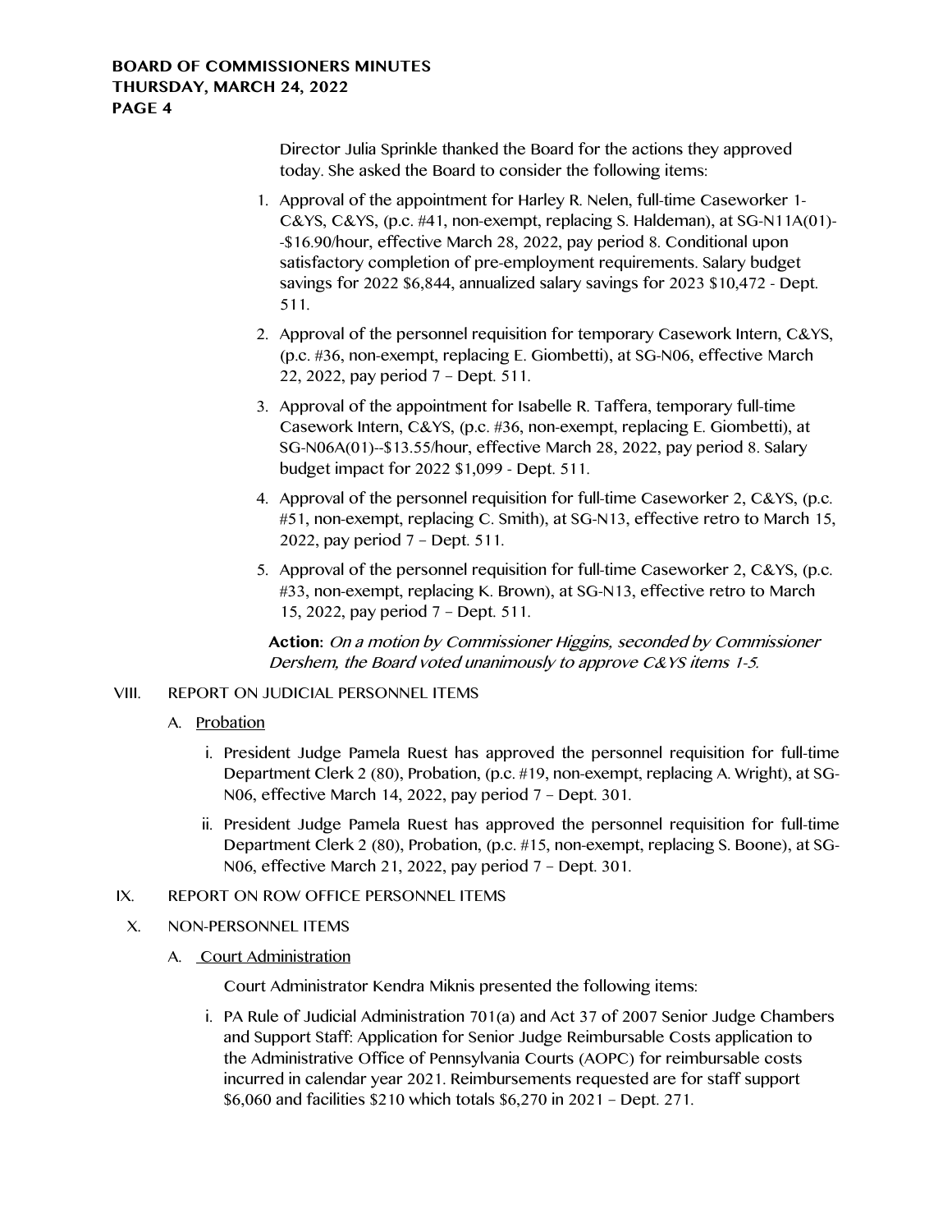Director Julia Sprinkle thanked the Board for the actions they approved today. She asked the Board to consider the following items:

1. Approval of the appointment for Harley R. Nelen, full-time Caseworker 1- C&YS, C&YS, (p.c. #41, non-exempt, replacing S. Haldeman), at SG-N11A(01)--$16.90/hour, effective March 28, 2022, pay period 8. Conditional upon satisfactory completion of pre-employment requirements. Salary budget savings for 2022 $6,844, annualized salary savings for 2023 $10,472 - Dept. 511.
2. Approval of the personnel requisition for temporary Casework Intern, C&YS, (p.c. #36, non-exempt, replacing E. Giombetti), at SG-N06, effective March 22, 2022, pay period 7 – Dept. 511.
3. Approval of the appointment for Isabelle R. Taffera, temporary full-time Casework Intern, C&YS, (p.c. #36, non-exempt, replacing E. Giombetti), at SG-N06A(01)--$13.55/hour, effective March 28, 2022, pay period 8. Salary budget impact for 2022 $1,099 - Dept. 511.
4. Approval of the personnel requisition for full-time Caseworker 2, C&YS, (p.c. #51, non-exempt, replacing C. Smith), at SG-N13, effective retro to March 15, 2022, pay period 7 – Dept. 511.
5. Approval of the personnel requisition for full-time Caseworker 2, C&YS, (p.c. #33, non-exempt, replacing K. Brown), at SG-N13, effective retro to March 15, 2022, pay period 7 – Dept. 511.

**Action:** *On a motion by Commissioner Higgins, seconded by Commissioner Dershem, the Board voted unanimously to approve C&YS items 1-5.*

VIII. REPORT ON JUDICIAL PERSONNEL ITEMS

A. Probation

i. President Judge Pamela Ruest has approved the personnel requisition for full-time Department Clerk 2 (80), Probation, (p.c. #19, non-exempt, replacing A. Wright), at SG-N06, effective March 14, 2022, pay period 7 – Dept. 301.

ii. President Judge Pamela Ruest has approved the personnel requisition for full-time Department Clerk 2 (80), Probation, (p.c. #15, non-exempt, replacing S. Boone), at SG-N06, effective March 21, 2022, pay period 7 – Dept. 301.

IX. REPORT ON ROW OFFICE PERSONNEL ITEMS

X. NON-PERSONNEL ITEMS

A. Court Administration

Court Administrator Kendra Miknis presented the following items:

i. PA Rule of Judicial Administration 701(a) and Act 37 of 2007 Senior Judge Chambers and Support Staff: Application for Senior Judge Reimbursable Costs application to the Administrative Office of Pennsylvania Courts (AOPC) for reimbursable costs incurred in calendar year 2021. Reimbursements requested are for staff support $6,060 and facilities $210 which totals $6,270 in 2021 – Dept. 271.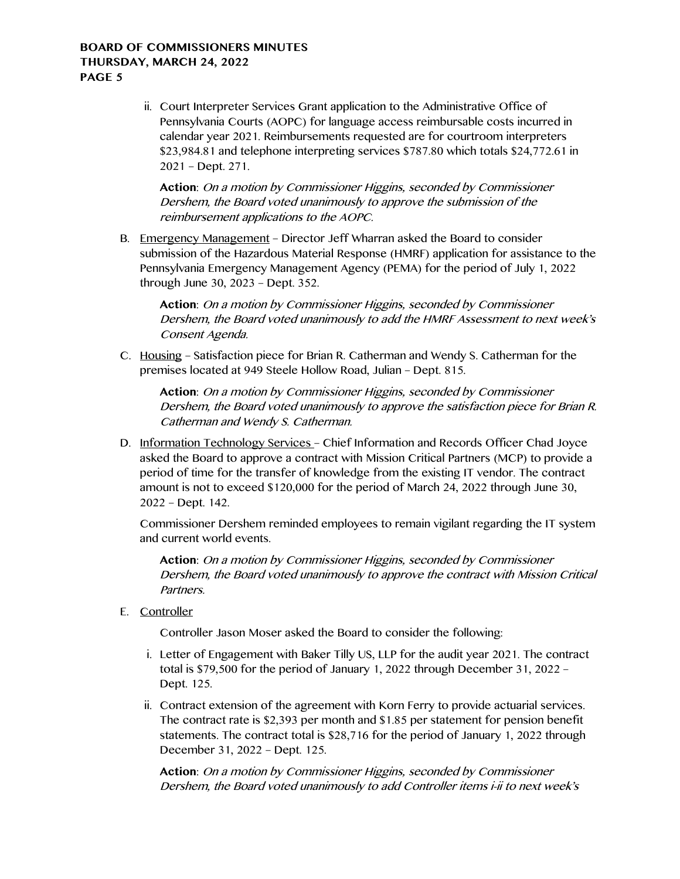ii. Court Interpreter Services Grant application to the Administrative Office of Pennsylvania Courts (AOPC) for language access reimbursable costs incurred in calendar year 2021. Reimbursements requested are for courtroom interpreters $23,984.81 and telephone interpreting services $787.80 which totals $24,772.61 in 2021 – Dept. 271.

   **Action**: *On a motion by Commissioner Higgins, seconded by Commissioner Dershem, the Board voted unanimously to approve the submission of the reimbursement applications to the AOPC.*

B. Emergency Management – Director Jeff Wharran asked the Board to consider submission of the Hazardous Material Response (HMRF) application for assistance to the Pennsylvania Emergency Management Agency (PEMA) for the period of July 1, 2022 through June 30, 2023 – Dept. 352.

   **Action**: *On a motion by Commissioner Higgins, seconded by Commissioner Dershem, the Board voted unanimously to add the HMRF Assessment to next week's Consent Agenda.*

C. Housing – Satisfaction piece for Brian R. Catherman and Wendy S. Catherman for the premises located at 949 Steele Hollow Road, Julian – Dept. 815.

   **Action**: *On a motion by Commissioner Higgins, seconded by Commissioner Dershem, the Board voted unanimously to approve the satisfaction piece for Brian R. Catherman and Wendy S. Catherman.*

D. Information Technology Services – Chief Information and Records Officer Chad Joyce asked the Board to approve a contract with Mission Critical Partners (MCP) to provide a period of time for the transfer of knowledge from the existing IT vendor. The contract amount is not to exceed $120,000 for the period of March 24, 2022 through June 30, 2022 – Dept. 142.

   Commissioner Dershem reminded employees to remain vigilant regarding the IT system and current world events.

   **Action**: *On a motion by Commissioner Higgins, seconded by Commissioner Dershem, the Board voted unanimously to approve the contract with Mission Critical Partners.*

E. Controller

   Controller Jason Moser asked the Board to consider the following:

   i. Letter of Engagement with Baker Tilly US, LLP for the audit year 2021. The contract total is $79,500 for the period of January 1, 2022 through December 31, 2022 – Dept. 125.

   ii. Contract extension of the agreement with Korn Ferry to provide actuarial services. The contract rate is $2,393 per month and $1.85 per statement for pension benefit statements. The contract total is $28,716 for the period of January 1, 2022 through December 31, 2022 – Dept. 125.

   **Action**: *On a motion by Commissioner Higgins, seconded by Commissioner Dershem, the Board voted unanimously to add Controller items i-ii to next week's*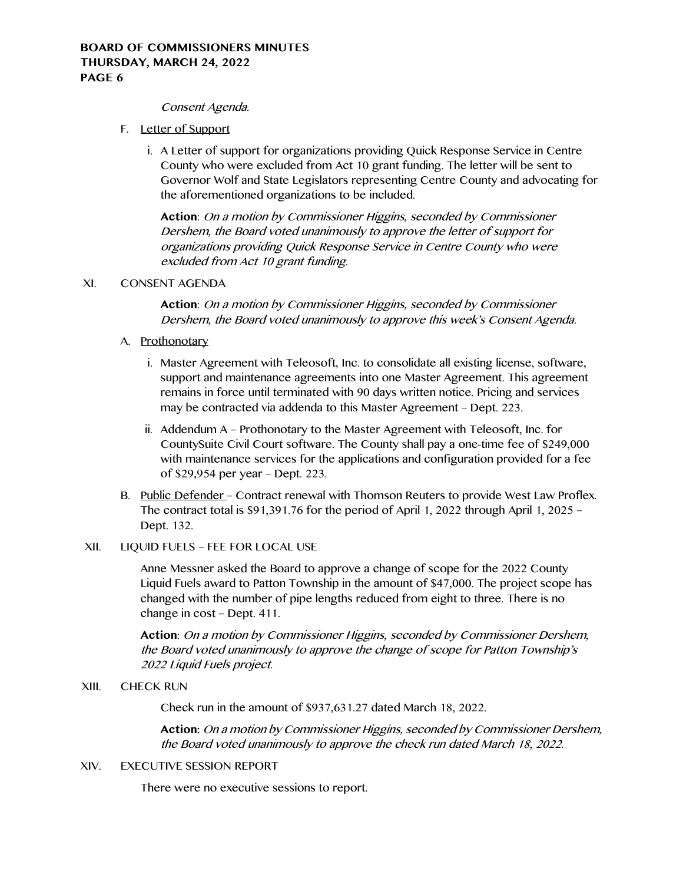*Consent Agenda.*

F. Letter of Support

i. A Letter of support for organizations providing Quick Response Service in Centre County who were excluded from Act 10 grant funding. The letter will be sent to Governor Wolf and State Legislators representing Centre County and advocating for the aforementioned organizations to be included.

**Action**: *On a motion by Commissioner Higgins, seconded by Commissioner Dershem, the Board voted unanimously to approve the letter of support for organizations providing Quick Response Service in Centre County who were excluded from Act 10 grant funding.*

XI. CONSENT AGENDA

**Action**: *On a motion by Commissioner Higgins, seconded by Commissioner Dershem, the Board voted unanimously to approve this week's Consent Agenda.*

A. Prothonotary

i. Master Agreement with Teleosoft, Inc. to consolidate all existing license, software, support and maintenance agreements into one Master Agreement. This agreement remains in force until terminated with 90 days written notice. Pricing and services may be contracted via addenda to this Master Agreement – Dept. 223.

ii. Addendum A – Prothonotary to the Master Agreement with Teleosoft, Inc. for CountySuite Civil Court software. The County shall pay a one-time fee of $249,000 with maintenance services for the applications and configuration provided for a fee of $29,954 per year – Dept. 223.

B. Public Defender – Contract renewal with Thomson Reuters to provide West Law Proflex. The contract total is $91,391.76 for the period of April 1, 2022 through April 1, 2025 – Dept. 132.

XII. LIQUID FUELS – FEE FOR LOCAL USE

Anne Messner asked the Board to approve a change of scope for the 2022 County Liquid Fuels award to Patton Township in the amount of $47,000. The project scope has changed with the number of pipe lengths reduced from eight to three. There is no change in cost – Dept. 411.

**Action**: *On a motion by Commissioner Higgins, seconded by Commissioner Dershem, the Board voted unanimously to approve the change of scope for Patton Township's 2022 Liquid Fuels project.*

XIII. CHECK RUN

Check run in the amount of $937,631.27 dated March 18, 2022.

**Action:** *On a motion by Commissioner Higgins, seconded by Commissioner Dershem, the Board voted unanimously to approve the check run dated March 18, 2022.*

XIV. EXECUTIVE SESSION REPORT

There were no executive sessions to report.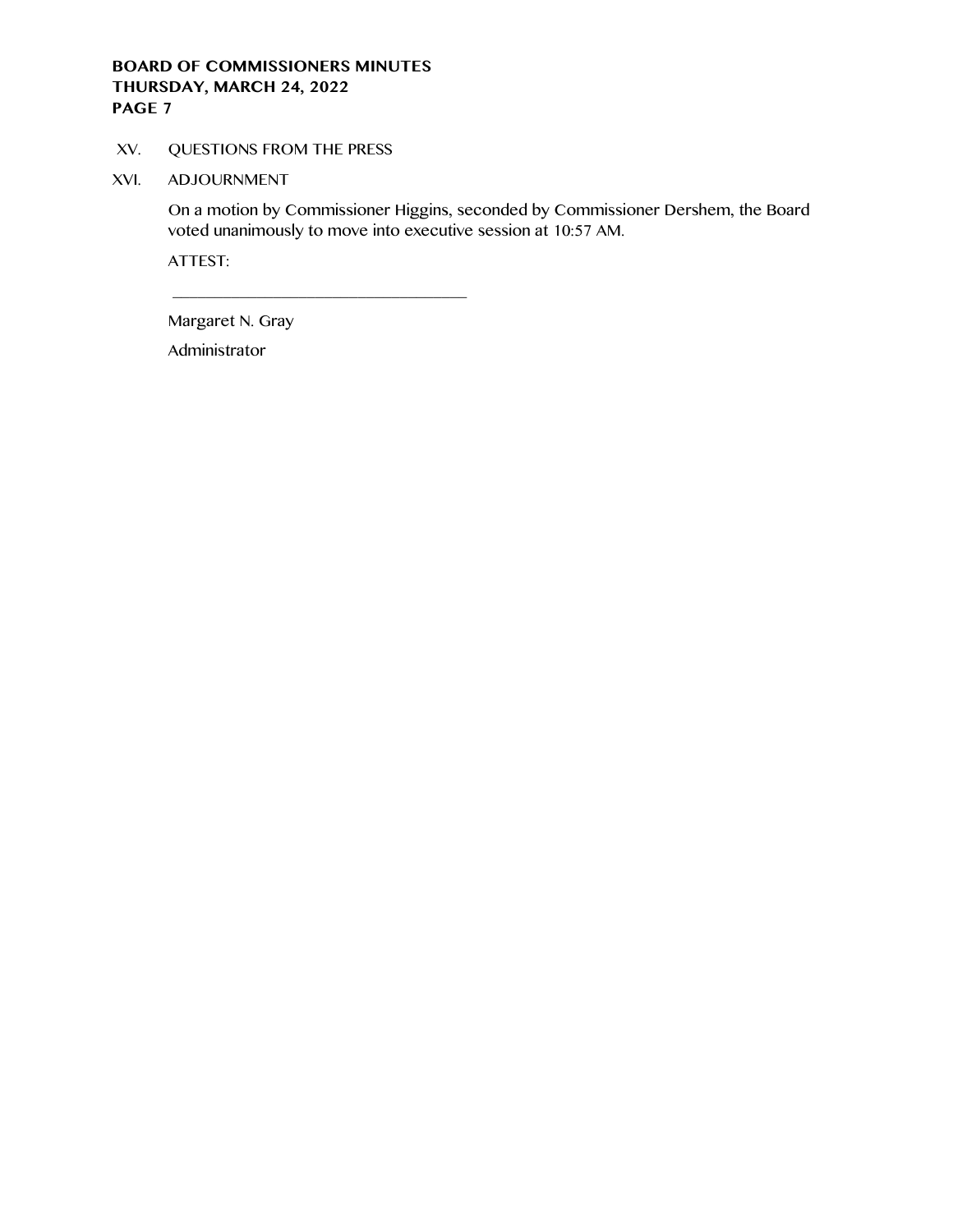XV. QUESTIONS FROM THE PRESS

XVI. ADJOURNMENT

On a motion by Commissioner Higgins, seconded by Commissioner Dershem, the Board voted unanimously to move into executive session at 10:57 AM.

ATTEST:

\_\_\_\_\_\_\_\_\_\_\_\_\_\_\_\_\_\_\_\_\_\_\_\_\_\_\_\_\_\_\_\_\_\_\_\_

Margaret N. Gray

Administrator